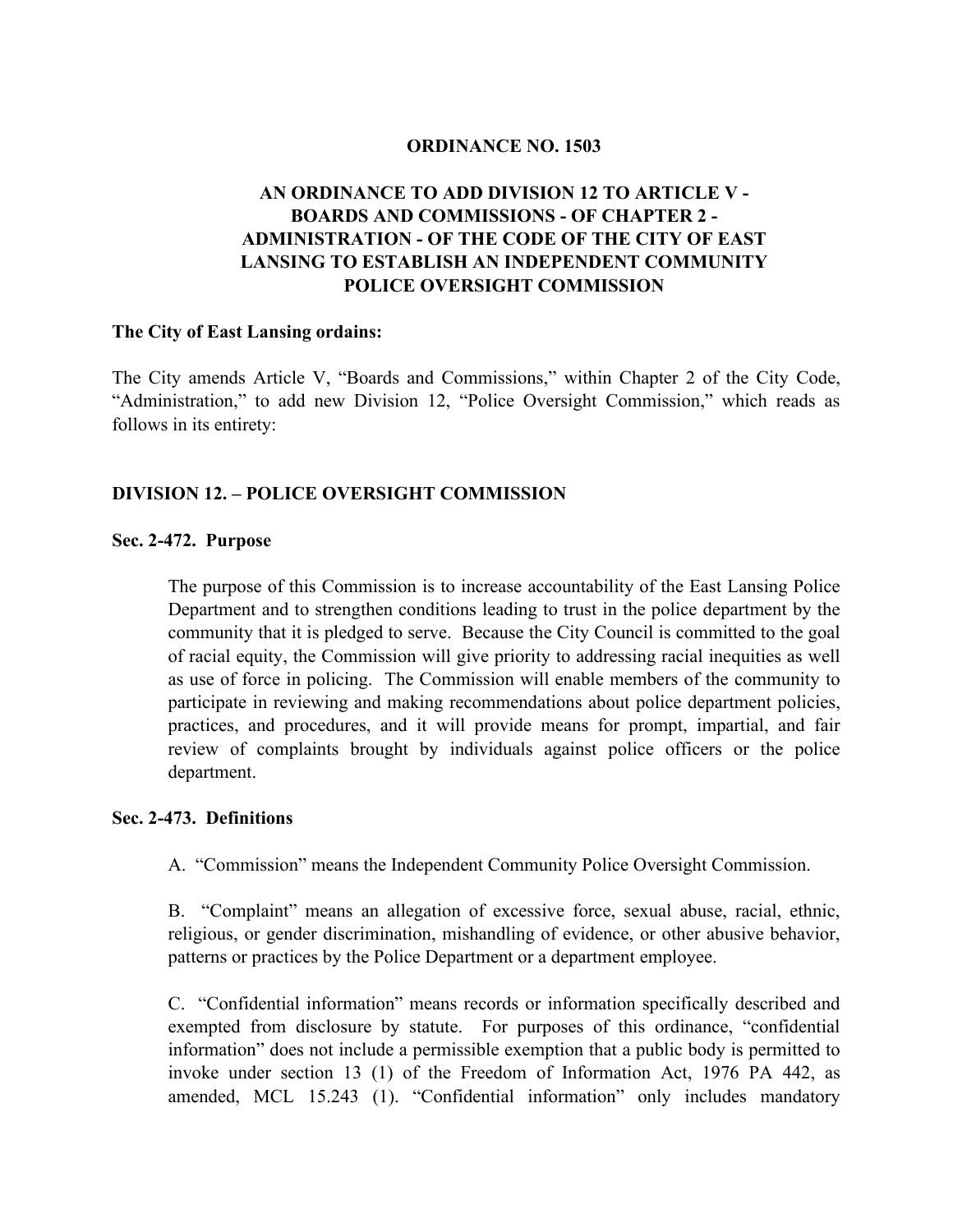# ORDINANCE NO. 1503

## AN ORDINANCE TO ADD DIVISION 12 TO ARTICLE V - BOARDS AND COMMISSIONS - OF CHAPTER 2 - ADMINISTRATION - OF THE CODE OF THE CITY OF EAST LANSING TO ESTABLISH AN INDEPENDENT COMMUNITY POLICE OVERSIGHT COMMISSION

**The City of East Lansing ordains:**

The City amends Article V, "Boards and Commissions," within Chapter 2 of the City Code, "Administration," to add new Division 12, "Police Oversight Commission," which reads as follows in its entirety:

### DIVISION 12. – POLICE OVERSIGHT COMMISSION

#### Sec. 2-472. Purpose

The purpose of this Commission is to increase accountability of the East Lansing Police Department and to strengthen conditions leading to trust in the police department by the community that it is pledged to serve. Because the City Council is committed to the goal of racial equity, the Commission will give priority to addressing racial inequities as well as use of force in policing. The Commission will enable members of the community to participate in reviewing and making recommendations about police department policies, practices, and procedures, and it will provide means for prompt, impartial, and fair review of complaints brought by individuals against police officers or the police department.

#### Sec. 2-473. Definitions

A. "Commission" means the Independent Community Police Oversight Commission.

B. "Complaint" means an allegation of excessive force, sexual abuse, racial, ethnic, religious, or gender discrimination, mishandling of evidence, or other abusive behavior, patterns or practices by the Police Department or a department employee.

C. "Confidential information" means records or information specifically described and exempted from disclosure by statute. For purposes of this ordinance, "confidential information" does not include a permissible exemption that a public body is permitted to invoke under section 13 (1) of the Freedom of Information Act, 1976 PA 442, as amended, MCL 15.243 (1). "Confidential information" only includes mandatory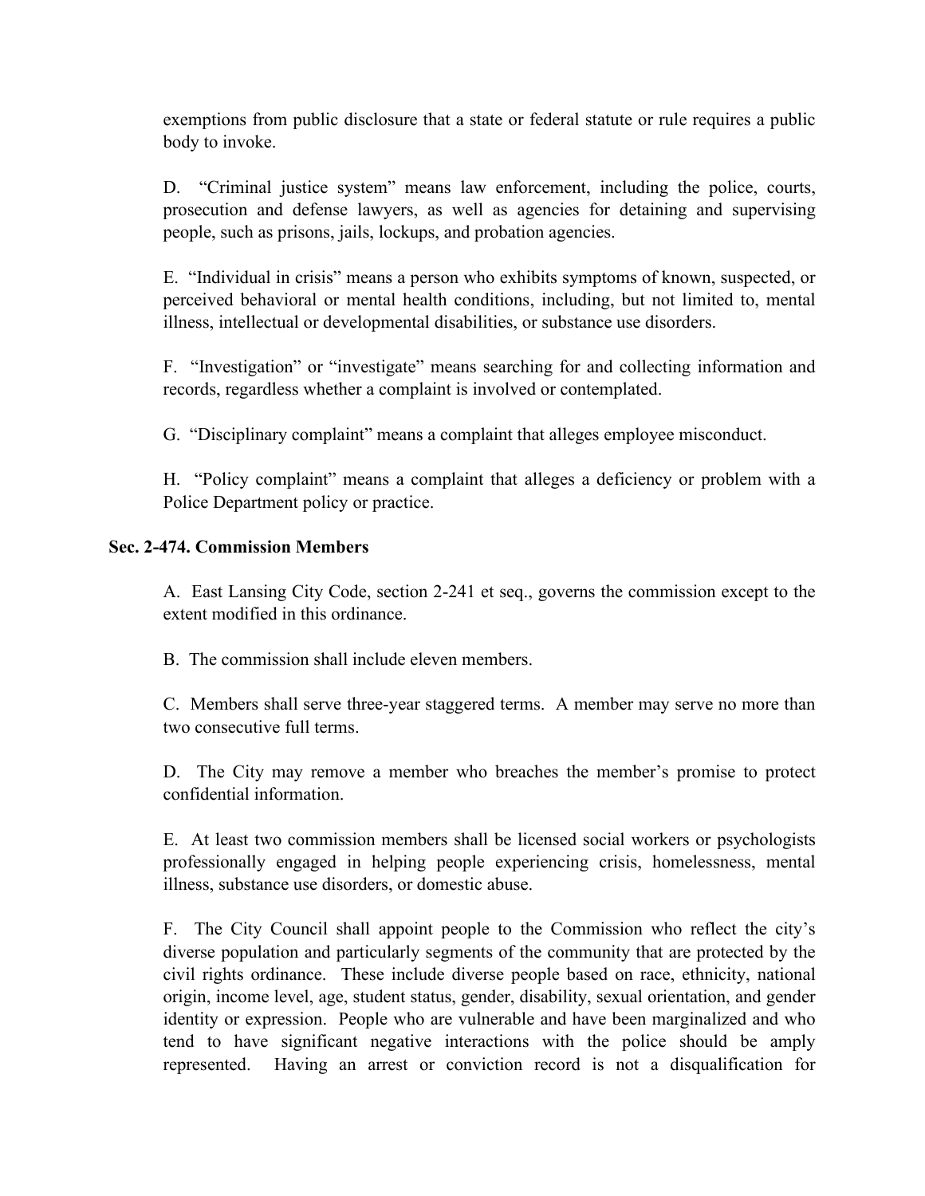exemptions from public disclosure that a state or federal statute or rule requires a public body to invoke.

D. "Criminal justice system" means law enforcement, including the police, courts, prosecution and defense lawyers, as well as agencies for detaining and supervising people, such as prisons, jails, lockups, and probation agencies.

E. "Individual in crisis" means a person who exhibits symptoms of known, suspected, or perceived behavioral or mental health conditions, including, but not limited to, mental illness, intellectual or developmental disabilities, or substance use disorders.

F. "Investigation" or "investigate" means searching for and collecting information and records, regardless whether a complaint is involved or contemplated.

G. "Disciplinary complaint" means a complaint that alleges employee misconduct.

H. "Policy complaint" means a complaint that alleges a deficiency or problem with a Police Department policy or practice.

**Sec. 2-474. Commission Members**

A. East Lansing City Code, section 2-241 et seq., governs the commission except to the extent modified in this ordinance.

B. The commission shall include eleven members.

C. Members shall serve three-year staggered terms. A member may serve no more than two consecutive full terms.

D. The City may remove a member who breaches the member's promise to protect confidential information.

E. At least two commission members shall be licensed social workers or psychologists professionally engaged in helping people experiencing crisis, homelessness, mental illness, substance use disorders, or domestic abuse.

F. The City Council shall appoint people to the Commission who reflect the city's diverse population and particularly segments of the community that are protected by the civil rights ordinance. These include diverse people based on race, ethnicity, national origin, income level, age, student status, gender, disability, sexual orientation, and gender identity or expression. People who are vulnerable and have been marginalized and who tend to have significant negative interactions with the police should be amply represented. Having an arrest or conviction record is not a disqualification for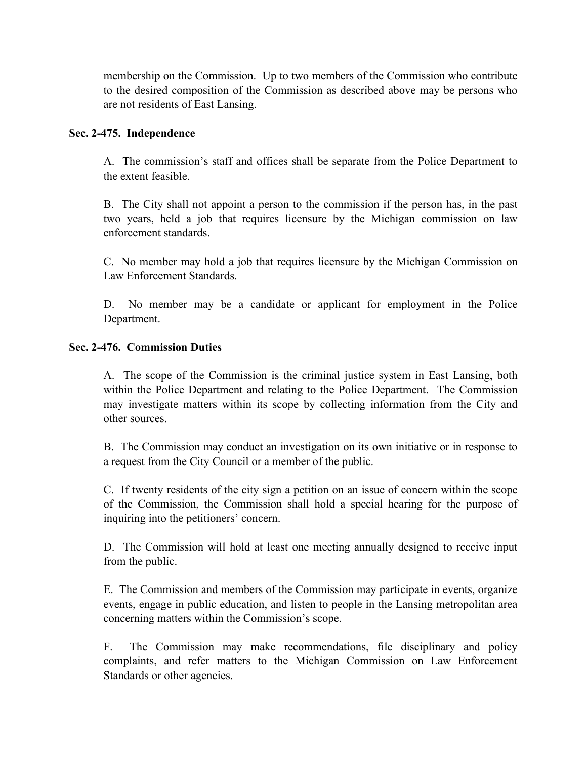membership on the Commission. Up to two members of the Commission who contribute to the desired composition of the Commission as described above may be persons who are not residents of East Lansing.

**Sec. 2-475. Independence**

A. The commission's staff and offices shall be separate from the Police Department to the extent feasible.

B. The City shall not appoint a person to the commission if the person has, in the past two years, held a job that requires licensure by the Michigan commission on law enforcement standards.

C. No member may hold a job that requires licensure by the Michigan Commission on Law Enforcement Standards.

D. No member may be a candidate or applicant for employment in the Police Department.

**Sec. 2-476. Commission Duties**

A. The scope of the Commission is the criminal justice system in East Lansing, both within the Police Department and relating to the Police Department. The Commission may investigate matters within its scope by collecting information from the City and other sources.

B. The Commission may conduct an investigation on its own initiative or in response to a request from the City Council or a member of the public.

C. If twenty residents of the city sign a petition on an issue of concern within the scope of the Commission, the Commission shall hold a special hearing for the purpose of inquiring into the petitioners' concern.

D. The Commission will hold at least one meeting annually designed to receive input from the public.

E. The Commission and members of the Commission may participate in events, organize events, engage in public education, and listen to people in the Lansing metropolitan area concerning matters within the Commission's scope.

F. The Commission may make recommendations, file disciplinary and policy complaints, and refer matters to the Michigan Commission on Law Enforcement Standards or other agencies.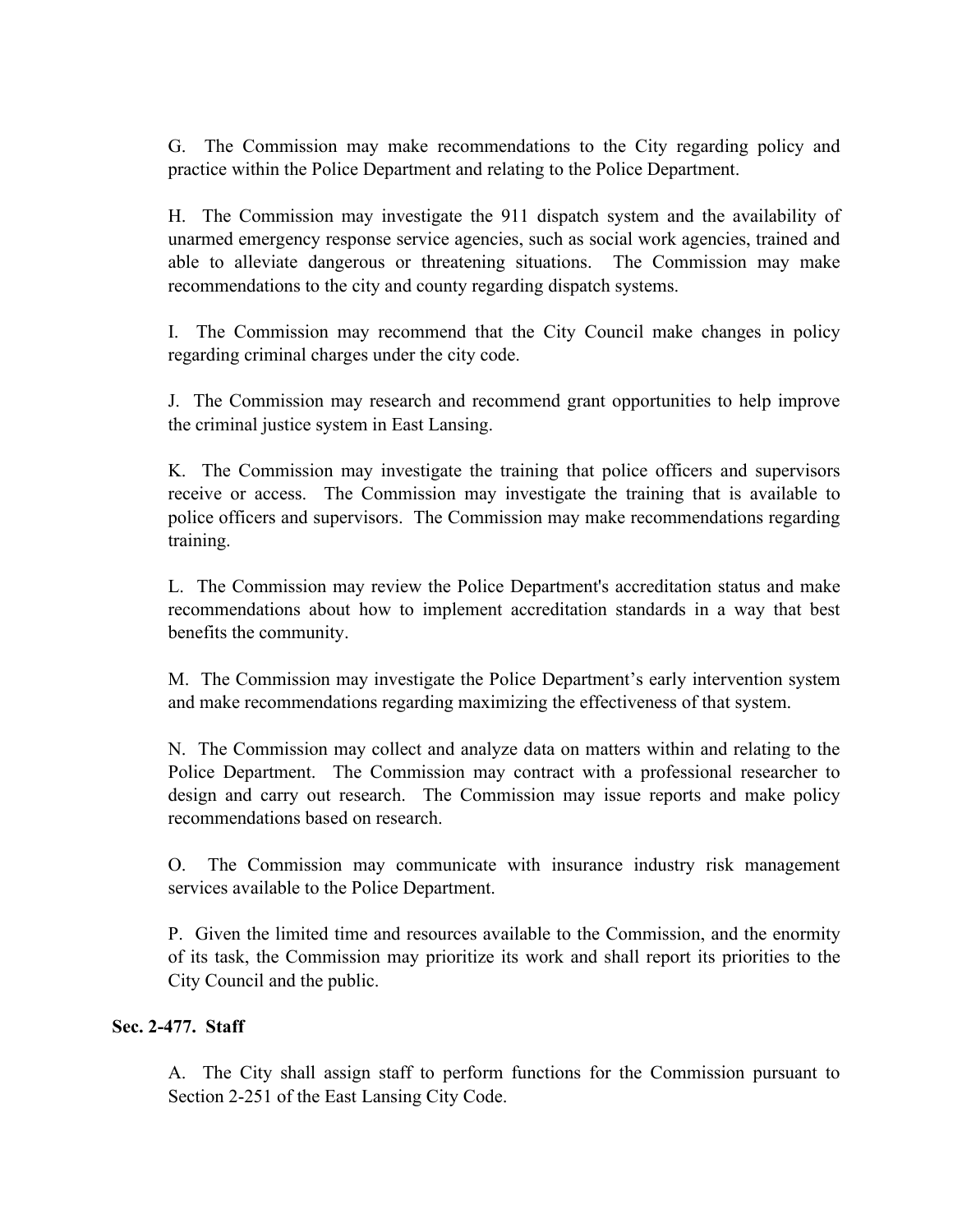G. The Commission may make recommendations to the City regarding policy and practice within the Police Department and relating to the Police Department.

H. The Commission may investigate the 911 dispatch system and the availability of unarmed emergency response service agencies, such as social work agencies, trained and able to alleviate dangerous or threatening situations. The Commission may make recommendations to the city and county regarding dispatch systems.

I. The Commission may recommend that the City Council make changes in policy regarding criminal charges under the city code.

J. The Commission may research and recommend grant opportunities to help improve the criminal justice system in East Lansing.

K. The Commission may investigate the training that police officers and supervisors receive or access. The Commission may investigate the training that is available to police officers and supervisors. The Commission may make recommendations regarding training.

L. The Commission may review the Police Department's accreditation status and make recommendations about how to implement accreditation standards in a way that best benefits the community.

M. The Commission may investigate the Police Department’s early intervention system and make recommendations regarding maximizing the effectiveness of that system.

N. The Commission may collect and analyze data on matters within and relating to the Police Department. The Commission may contract with a professional researcher to design and carry out research. The Commission may issue reports and make policy recommendations based on research.

O. The Commission may communicate with insurance industry risk management services available to the Police Department.

P. Given the limited time and resources available to the Commission, and the enormity of its task, the Commission may prioritize its work and shall report its priorities to the City Council and the public.

**Sec. 2-477. Staff**

A. The City shall assign staff to perform functions for the Commission pursuant to Section 2-251 of the East Lansing City Code.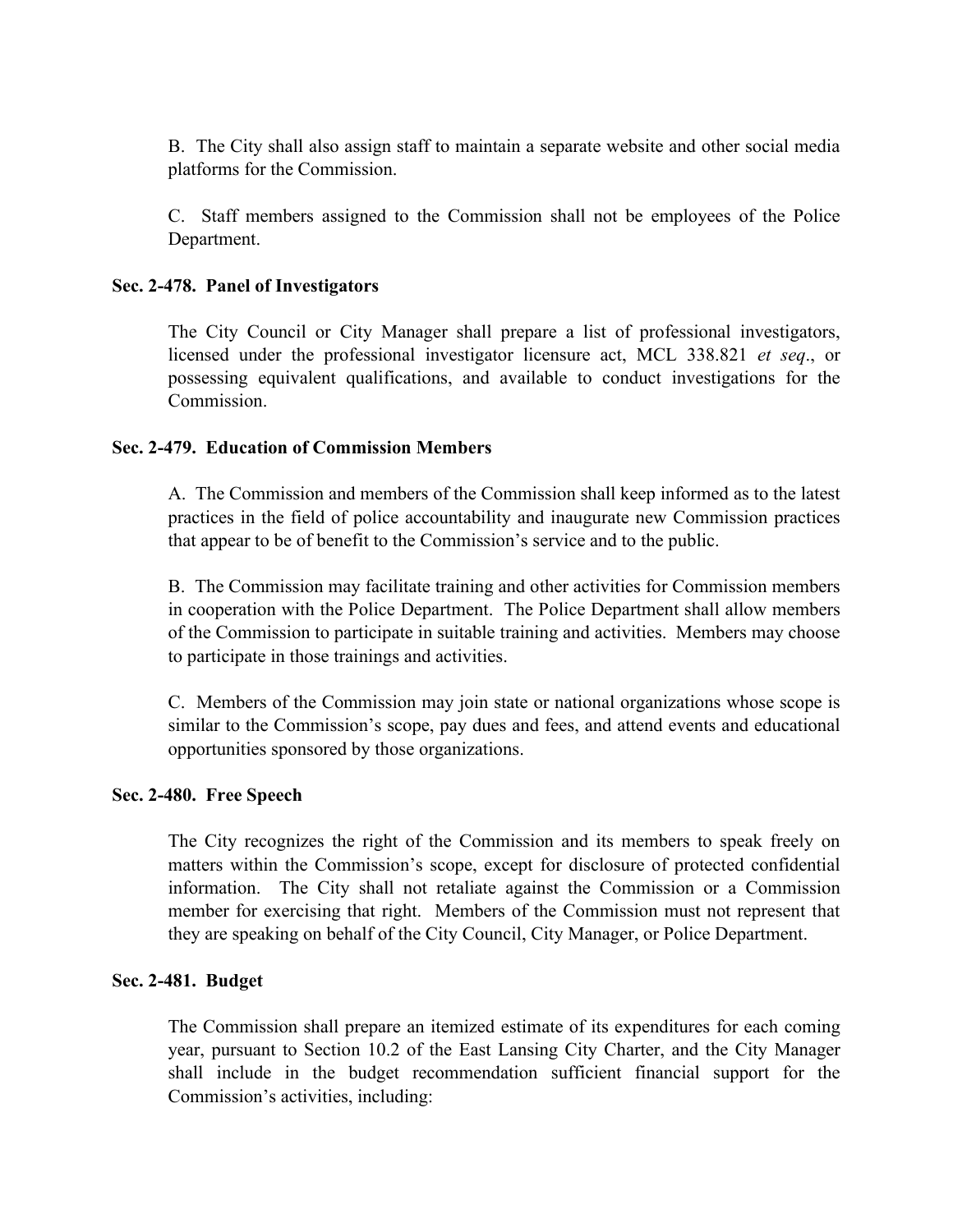B. The City shall also assign staff to maintain a separate website and other social media platforms for the Commission.

C. Staff members assigned to the Commission shall not be employees of the Police Department.

**Sec. 2-478. Panel of Investigators**

The City Council or City Manager shall prepare a list of professional investigators, licensed under the professional investigator licensure act, MCL 338.821 *et seq*., or possessing equivalent qualifications, and available to conduct investigations for the Commission.

**Sec. 2-479. Education of Commission Members**

A. The Commission and members of the Commission shall keep informed as to the latest practices in the field of police accountability and inaugurate new Commission practices that appear to be of benefit to the Commission's service and to the public.

B. The Commission may facilitate training and other activities for Commission members in cooperation with the Police Department. The Police Department shall allow members of the Commission to participate in suitable training and activities. Members may choose to participate in those trainings and activities.

C. Members of the Commission may join state or national organizations whose scope is similar to the Commission's scope, pay dues and fees, and attend events and educational opportunities sponsored by those organizations.

**Sec. 2-480. Free Speech**

The City recognizes the right of the Commission and its members to speak freely on matters within the Commission's scope, except for disclosure of protected confidential information. The City shall not retaliate against the Commission or a Commission member for exercising that right. Members of the Commission must not represent that they are speaking on behalf of the City Council, City Manager, or Police Department.

**Sec. 2-481. Budget**

The Commission shall prepare an itemized estimate of its expenditures for each coming year, pursuant to Section 10.2 of the East Lansing City Charter, and the City Manager shall include in the budget recommendation sufficient financial support for the Commission's activities, including: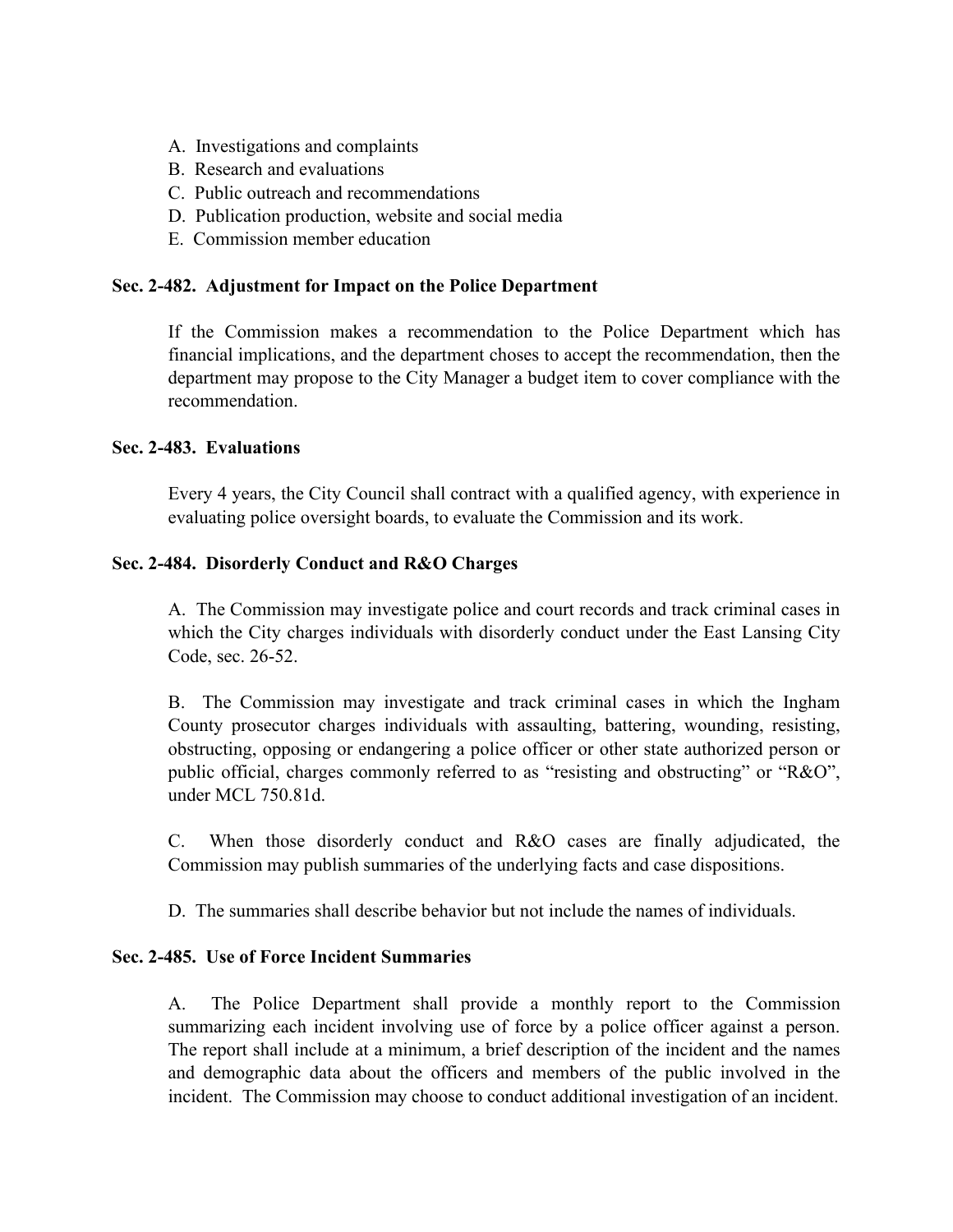A. Investigations and complaints
B. Research and evaluations
C. Public outreach and recommendations
D. Publication production, website and social media
E. Commission member education

**Sec. 2-482. Adjustment for Impact on the Police Department**

If the Commission makes a recommendation to the Police Department which has financial implications, and the department choses to accept the recommendation, then the department may propose to the City Manager a budget item to cover compliance with the recommendation.

**Sec. 2-483. Evaluations**

Every 4 years, the City Council shall contract with a qualified agency, with experience in evaluating police oversight boards, to evaluate the Commission and its work.

**Sec. 2-484. Disorderly Conduct and R&O Charges**

A. The Commission may investigate police and court records and track criminal cases in which the City charges individuals with disorderly conduct under the East Lansing City Code, sec. 26-52.

B. The Commission may investigate and track criminal cases in which the Ingham County prosecutor charges individuals with assaulting, battering, wounding, resisting, obstructing, opposing or endangering a police officer or other state authorized person or public official, charges commonly referred to as "resisting and obstructing" or "R&O", under MCL 750.81d.

C. When those disorderly conduct and R&O cases are finally adjudicated, the Commission may publish summaries of the underlying facts and case dispositions.

D. The summaries shall describe behavior but not include the names of individuals.

**Sec. 2-485. Use of Force Incident Summaries**

A. The Police Department shall provide a monthly report to the Commission summarizing each incident involving use of force by a police officer against a person. The report shall include at a minimum, a brief description of the incident and the names and demographic data about the officers and members of the public involved in the incident. The Commission may choose to conduct additional investigation of an incident.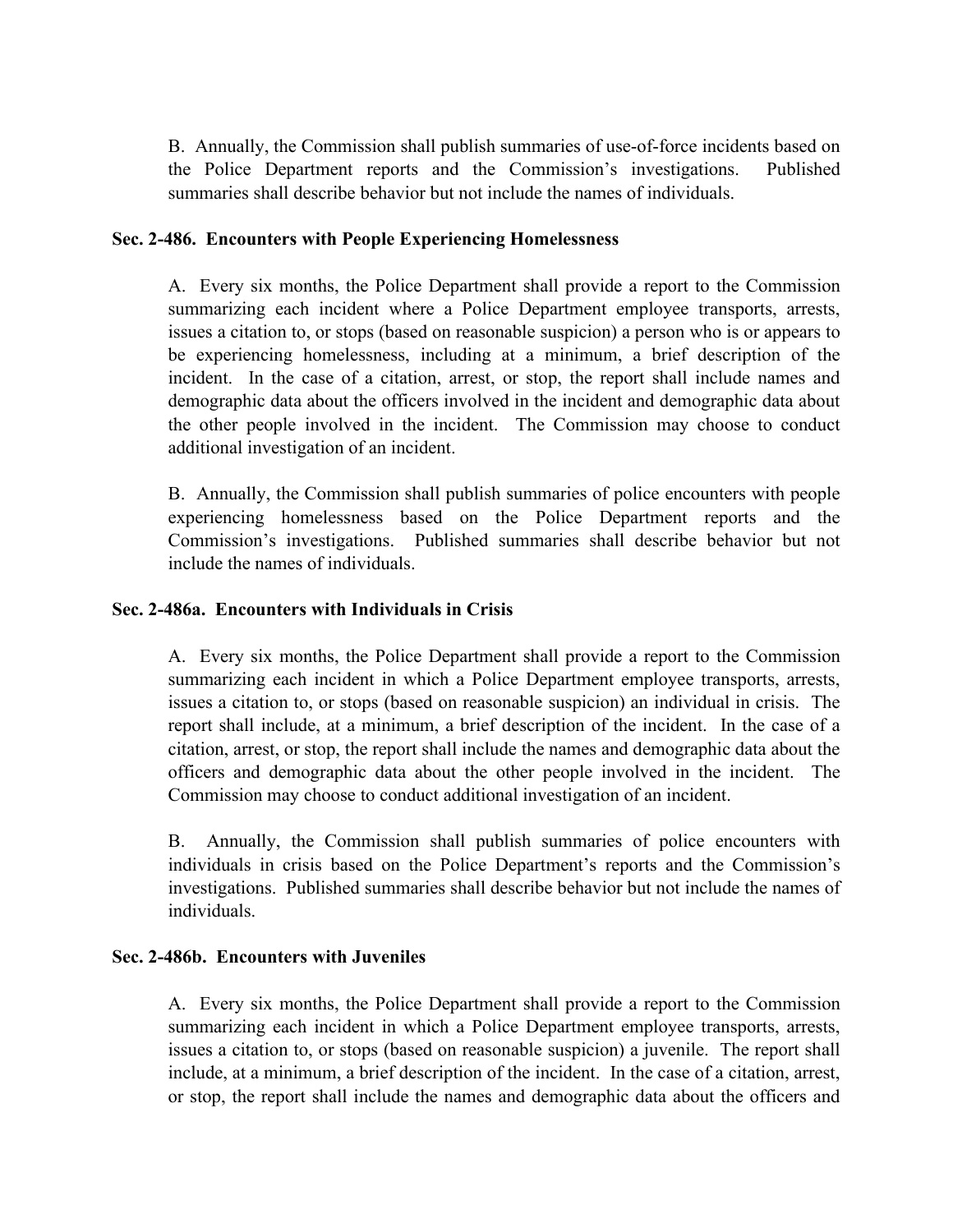B. Annually, the Commission shall publish summaries of use-of-force incidents based on the Police Department reports and the Commission's investigations. Published summaries shall describe behavior but not include the names of individuals.

**Sec. 2-486. Encounters with People Experiencing Homelessness**

A. Every six months, the Police Department shall provide a report to the Commission summarizing each incident where a Police Department employee transports, arrests, issues a citation to, or stops (based on reasonable suspicion) a person who is or appears to be experiencing homelessness, including at a minimum, a brief description of the incident. In the case of a citation, arrest, or stop, the report shall include names and demographic data about the officers involved in the incident and demographic data about the other people involved in the incident. The Commission may choose to conduct additional investigation of an incident.

B. Annually, the Commission shall publish summaries of police encounters with people experiencing homelessness based on the Police Department reports and the Commission's investigations. Published summaries shall describe behavior but not include the names of individuals.

**Sec. 2-486a. Encounters with Individuals in Crisis**

A. Every six months, the Police Department shall provide a report to the Commission summarizing each incident in which a Police Department employee transports, arrests, issues a citation to, or stops (based on reasonable suspicion) an individual in crisis. The report shall include, at a minimum, a brief description of the incident. In the case of a citation, arrest, or stop, the report shall include the names and demographic data about the officers and demographic data about the other people involved in the incident. The Commission may choose to conduct additional investigation of an incident.

B. Annually, the Commission shall publish summaries of police encounters with individuals in crisis based on the Police Department's reports and the Commission's investigations. Published summaries shall describe behavior but not include the names of individuals.

**Sec. 2-486b. Encounters with Juveniles**

A. Every six months, the Police Department shall provide a report to the Commission summarizing each incident in which a Police Department employee transports, arrests, issues a citation to, or stops (based on reasonable suspicion) a juvenile. The report shall include, at a minimum, a brief description of the incident. In the case of a citation, arrest, or stop, the report shall include the names and demographic data about the officers and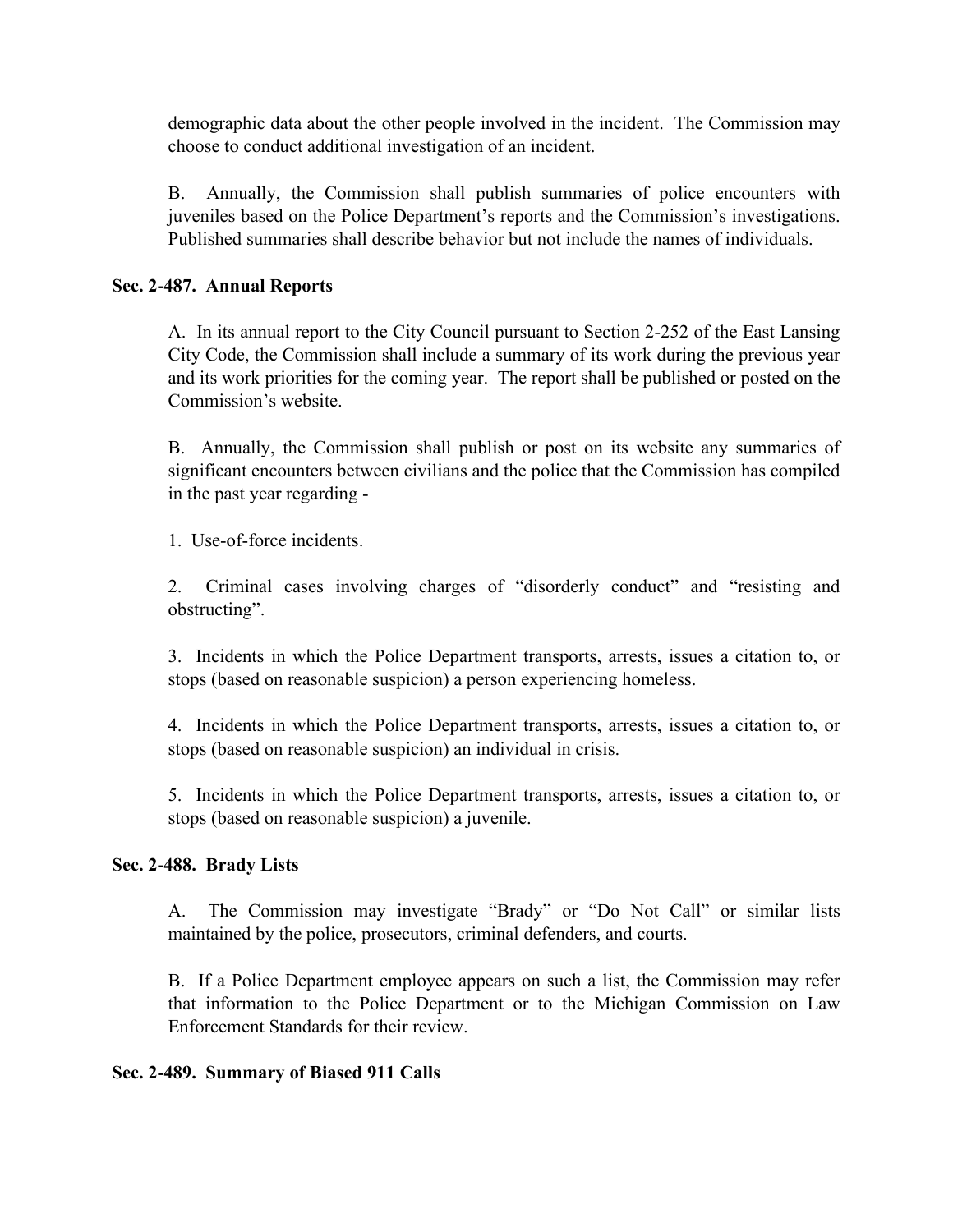demographic data about the other people involved in the incident. The Commission may choose to conduct additional investigation of an incident.

B. Annually, the Commission shall publish summaries of police encounters with juveniles based on the Police Department's reports and the Commission's investigations. Published summaries shall describe behavior but not include the names of individuals.

**Sec. 2-487. Annual Reports**

A. In its annual report to the City Council pursuant to Section 2-252 of the East Lansing City Code, the Commission shall include a summary of its work during the previous year and its work priorities for the coming year. The report shall be published or posted on the Commission's website.

B. Annually, the Commission shall publish or post on its website any summaries of significant encounters between civilians and the police that the Commission has compiled in the past year regarding -

1. Use-of-force incidents.

2. Criminal cases involving charges of "disorderly conduct" and "resisting and obstructing".

3. Incidents in which the Police Department transports, arrests, issues a citation to, or stops (based on reasonable suspicion) a person experiencing homeless.

4. Incidents in which the Police Department transports, arrests, issues a citation to, or stops (based on reasonable suspicion) an individual in crisis.

5. Incidents in which the Police Department transports, arrests, issues a citation to, or stops (based on reasonable suspicion) a juvenile.

**Sec. 2-488. Brady Lists**

A. The Commission may investigate "Brady" or "Do Not Call" or similar lists maintained by the police, prosecutors, criminal defenders, and courts.

B. If a Police Department employee appears on such a list, the Commission may refer that information to the Police Department or to the Michigan Commission on Law Enforcement Standards for their review.

**Sec. 2-489. Summary of Biased 911 Calls**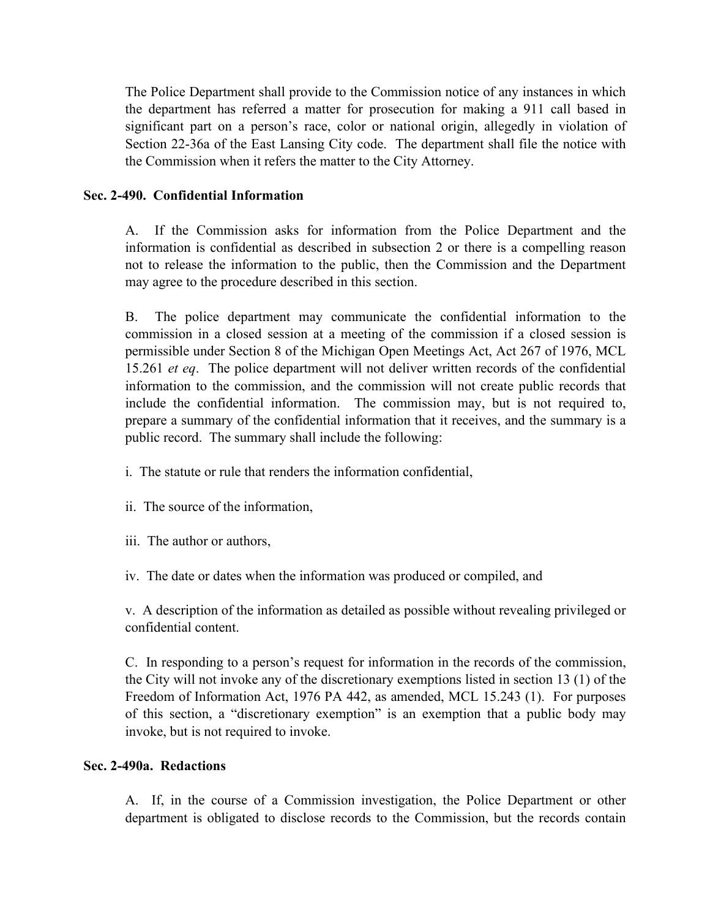The Police Department shall provide to the Commission notice of any instances in which the department has referred a matter for prosecution for making a 911 call based in significant part on a person's race, color or national origin, allegedly in violation of Section 22-36a of the East Lansing City code. The department shall file the notice with the Commission when it refers the matter to the City Attorney.

**Sec. 2-490. Confidential Information**

A. If the Commission asks for information from the Police Department and the information is confidential as described in subsection 2 or there is a compelling reason not to release the information to the public, then the Commission and the Department may agree to the procedure described in this section.

B. The police department may communicate the confidential information to the commission in a closed session at a meeting of the commission if a closed session is permissible under Section 8 of the Michigan Open Meetings Act, Act 267 of 1976, MCL 15.261 *et eq*. The police department will not deliver written records of the confidential information to the commission, and the commission will not create public records that include the confidential information. The commission may, but is not required to, prepare a summary of the confidential information that it receives, and the summary is a public record. The summary shall include the following:

i. The statute or rule that renders the information confidential,

ii. The source of the information,

iii. The author or authors,

iv. The date or dates when the information was produced or compiled, and

v. A description of the information as detailed as possible without revealing privileged or confidential content.

C. In responding to a person's request for information in the records of the commission, the City will not invoke any of the discretionary exemptions listed in section 13 (1) of the Freedom of Information Act, 1976 PA 442, as amended, MCL 15.243 (1). For purposes of this section, a "discretionary exemption" is an exemption that a public body may invoke, but is not required to invoke.

**Sec. 2-490a. Redactions**

A. If, in the course of a Commission investigation, the Police Department or other department is obligated to disclose records to the Commission, but the records contain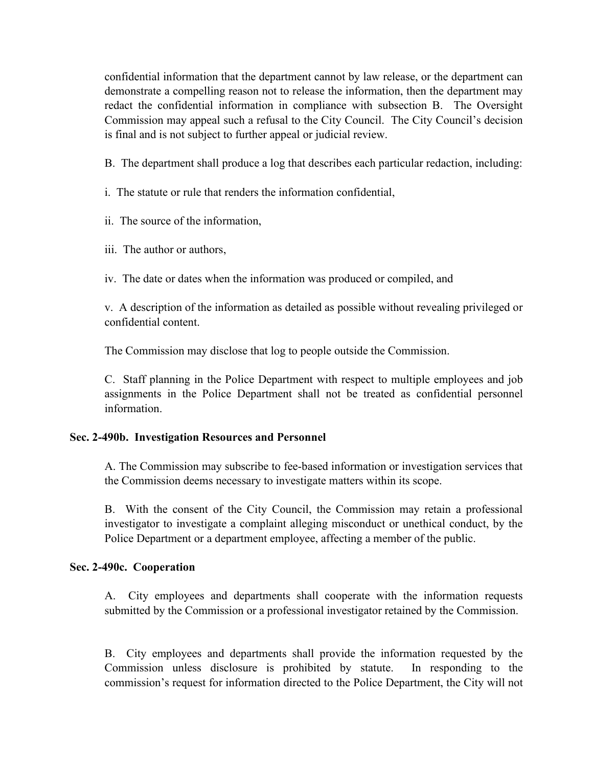confidential information that the department cannot by law release, or the department can demonstrate a compelling reason not to release the information, then the department may redact the confidential information in compliance with subsection B. The Oversight Commission may appeal such a refusal to the City Council. The City Council's decision is final and is not subject to further appeal or judicial review.

B. The department shall produce a log that describes each particular redaction, including:

i. The statute or rule that renders the information confidential,

ii. The source of the information,

iii. The author or authors,

iv. The date or dates when the information was produced or compiled, and

v. A description of the information as detailed as possible without revealing privileged or confidential content.

The Commission may disclose that log to people outside the Commission.

C. Staff planning in the Police Department with respect to multiple employees and job assignments in the Police Department shall not be treated as confidential personnel information.

**Sec. 2-490b. Investigation Resources and Personnel**

A. The Commission may subscribe to fee-based information or investigation services that the Commission deems necessary to investigate matters within its scope.

B. With the consent of the City Council, the Commission may retain a professional investigator to investigate a complaint alleging misconduct or unethical conduct, by the Police Department or a department employee, affecting a member of the public.

**Sec. 2-490c. Cooperation**

A. City employees and departments shall cooperate with the information requests submitted by the Commission or a professional investigator retained by the Commission.

B. City employees and departments shall provide the information requested by the Commission unless disclosure is prohibited by statute. In responding to the commission's request for information directed to the Police Department, the City will not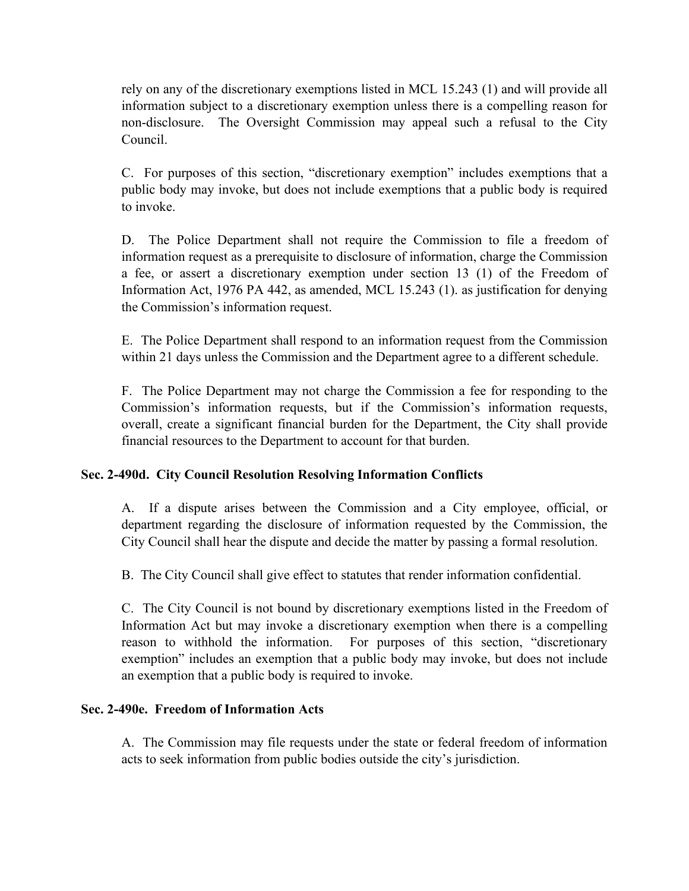rely on any of the discretionary exemptions listed in MCL 15.243 (1) and will provide all information subject to a discretionary exemption unless there is a compelling reason for non-disclosure. The Oversight Commission may appeal such a refusal to the City Council.

C. For purposes of this section, "discretionary exemption" includes exemptions that a public body may invoke, but does not include exemptions that a public body is required to invoke.

D. The Police Department shall not require the Commission to file a freedom of information request as a prerequisite to disclosure of information, charge the Commission a fee, or assert a discretionary exemption under section 13 (1) of the Freedom of Information Act, 1976 PA 442, as amended, MCL 15.243 (1). as justification for denying the Commission's information request.

E. The Police Department shall respond to an information request from the Commission within 21 days unless the Commission and the Department agree to a different schedule.

F. The Police Department may not charge the Commission a fee for responding to the Commission's information requests, but if the Commission's information requests, overall, create a significant financial burden for the Department, the City shall provide financial resources to the Department to account for that burden.

**Sec. 2-490d. City Council Resolution Resolving Information Conflicts**

A. If a dispute arises between the Commission and a City employee, official, or department regarding the disclosure of information requested by the Commission, the City Council shall hear the dispute and decide the matter by passing a formal resolution.

B. The City Council shall give effect to statutes that render information confidential.

C. The City Council is not bound by discretionary exemptions listed in the Freedom of Information Act but may invoke a discretionary exemption when there is a compelling reason to withhold the information. For purposes of this section, "discretionary exemption" includes an exemption that a public body may invoke, but does not include an exemption that a public body is required to invoke.

**Sec. 2-490e. Freedom of Information Acts**

A. The Commission may file requests under the state or federal freedom of information acts to seek information from public bodies outside the city's jurisdiction.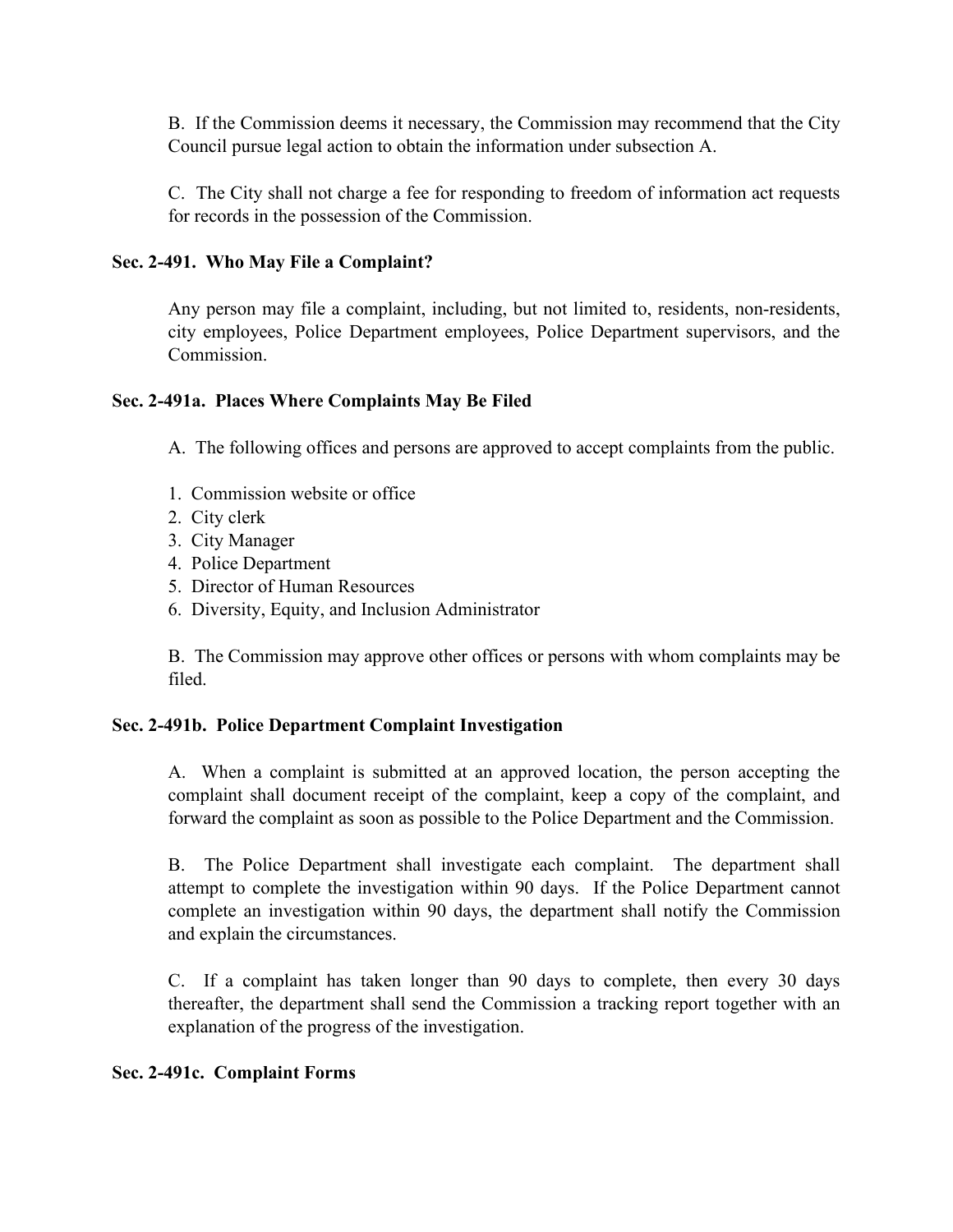B. If the Commission deems it necessary, the Commission may recommend that the City Council pursue legal action to obtain the information under subsection A.

C. The City shall not charge a fee for responding to freedom of information act requests for records in the possession of the Commission.

### Sec. 2-491. Who May File a Complaint?

Any person may file a complaint, including, but not limited to, residents, non-residents, city employees, Police Department employees, Police Department supervisors, and the Commission.

### Sec. 2-491a. Places Where Complaints May Be Filed

A. The following offices and persons are approved to accept complaints from the public.

1. Commission website or office
2. City clerk
3. City Manager
4. Police Department
5. Director of Human Resources
6. Diversity, Equity, and Inclusion Administrator

B. The Commission may approve other offices or persons with whom complaints may be filed.

### Sec. 2-491b. Police Department Complaint Investigation

A. When a complaint is submitted at an approved location, the person accepting the complaint shall document receipt of the complaint, keep a copy of the complaint, and forward the complaint as soon as possible to the Police Department and the Commission.

B. The Police Department shall investigate each complaint. The department shall attempt to complete the investigation within 90 days. If the Police Department cannot complete an investigation within 90 days, the department shall notify the Commission and explain the circumstances.

C. If a complaint has taken longer than 90 days to complete, then every 30 days thereafter, the department shall send the Commission a tracking report together with an explanation of the progress of the investigation.

### Sec. 2-491c. Complaint Forms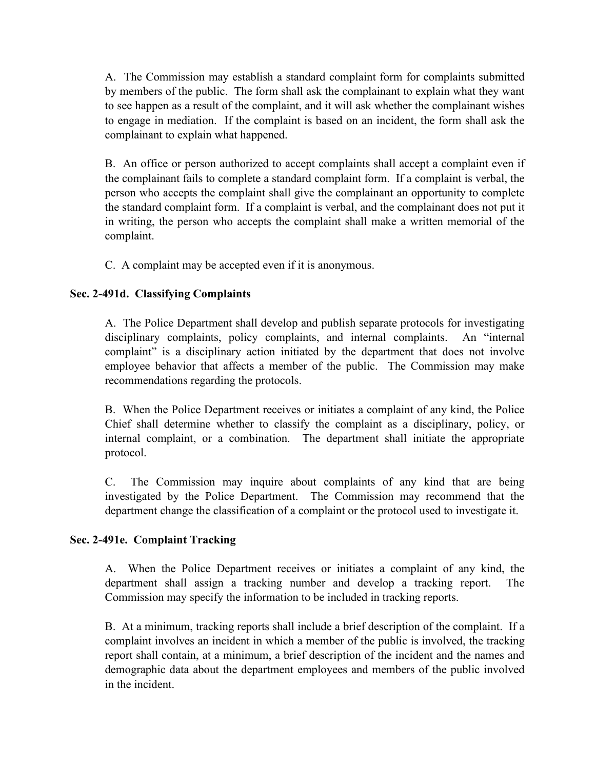A. The Commission may establish a standard complaint form for complaints submitted by members of the public. The form shall ask the complainant to explain what they want to see happen as a result of the complaint, and it will ask whether the complainant wishes to engage in mediation. If the complaint is based on an incident, the form shall ask the complainant to explain what happened.

B. An office or person authorized to accept complaints shall accept a complaint even if the complainant fails to complete a standard complaint form. If a complaint is verbal, the person who accepts the complaint shall give the complainant an opportunity to complete the standard complaint form. If a complaint is verbal, and the complainant does not put it in writing, the person who accepts the complaint shall make a written memorial of the complaint.

C. A complaint may be accepted even if it is anonymous.

### Sec. 2-491d. Classifying Complaints

A. The Police Department shall develop and publish separate protocols for investigating disciplinary complaints, policy complaints, and internal complaints. An "internal complaint" is a disciplinary action initiated by the department that does not involve employee behavior that affects a member of the public. The Commission may make recommendations regarding the protocols.

B. When the Police Department receives or initiates a complaint of any kind, the Police Chief shall determine whether to classify the complaint as a disciplinary, policy, or internal complaint, or a combination. The department shall initiate the appropriate protocol.

C. The Commission may inquire about complaints of any kind that are being investigated by the Police Department. The Commission may recommend that the department change the classification of a complaint or the protocol used to investigate it.

### Sec. 2-491e. Complaint Tracking

A. When the Police Department receives or initiates a complaint of any kind, the department shall assign a tracking number and develop a tracking report. The Commission may specify the information to be included in tracking reports.

B. At a minimum, tracking reports shall include a brief description of the complaint. If a complaint involves an incident in which a member of the public is involved, the tracking report shall contain, at a minimum, a brief description of the incident and the names and demographic data about the department employees and members of the public involved in the incident.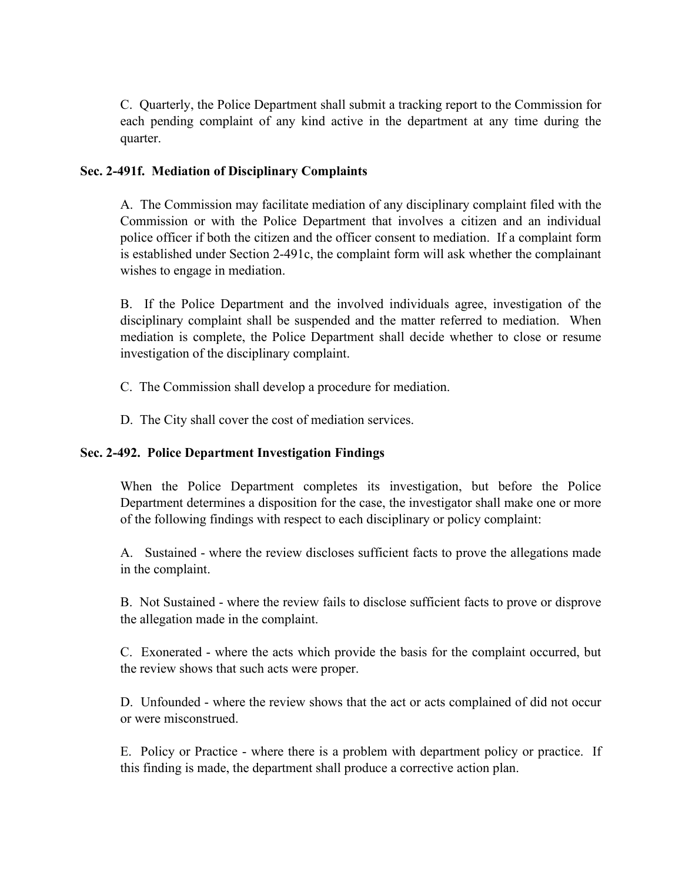C. Quarterly, the Police Department shall submit a tracking report to the Commission for each pending complaint of any kind active in the department at any time during the quarter.

**Sec. 2-491f. Mediation of Disciplinary Complaints**

A. The Commission may facilitate mediation of any disciplinary complaint filed with the Commission or with the Police Department that involves a citizen and an individual police officer if both the citizen and the officer consent to mediation. If a complaint form is established under Section 2-491c, the complaint form will ask whether the complainant wishes to engage in mediation.

B. If the Police Department and the involved individuals agree, investigation of the disciplinary complaint shall be suspended and the matter referred to mediation. When mediation is complete, the Police Department shall decide whether to close or resume investigation of the disciplinary complaint.

C. The Commission shall develop a procedure for mediation.

D. The City shall cover the cost of mediation services.

**Sec. 2-492. Police Department Investigation Findings**

When the Police Department completes its investigation, but before the Police Department determines a disposition for the case, the investigator shall make one or more of the following findings with respect to each disciplinary or policy complaint:

A. Sustained - where the review discloses sufficient facts to prove the allegations made in the complaint.

B. Not Sustained - where the review fails to disclose sufficient facts to prove or disprove the allegation made in the complaint.

C. Exonerated - where the acts which provide the basis for the complaint occurred, but the review shows that such acts were proper.

D. Unfounded - where the review shows that the act or acts complained of did not occur or were misconstrued.

E. Policy or Practice - where there is a problem with department policy or practice. If this finding is made, the department shall produce a corrective action plan.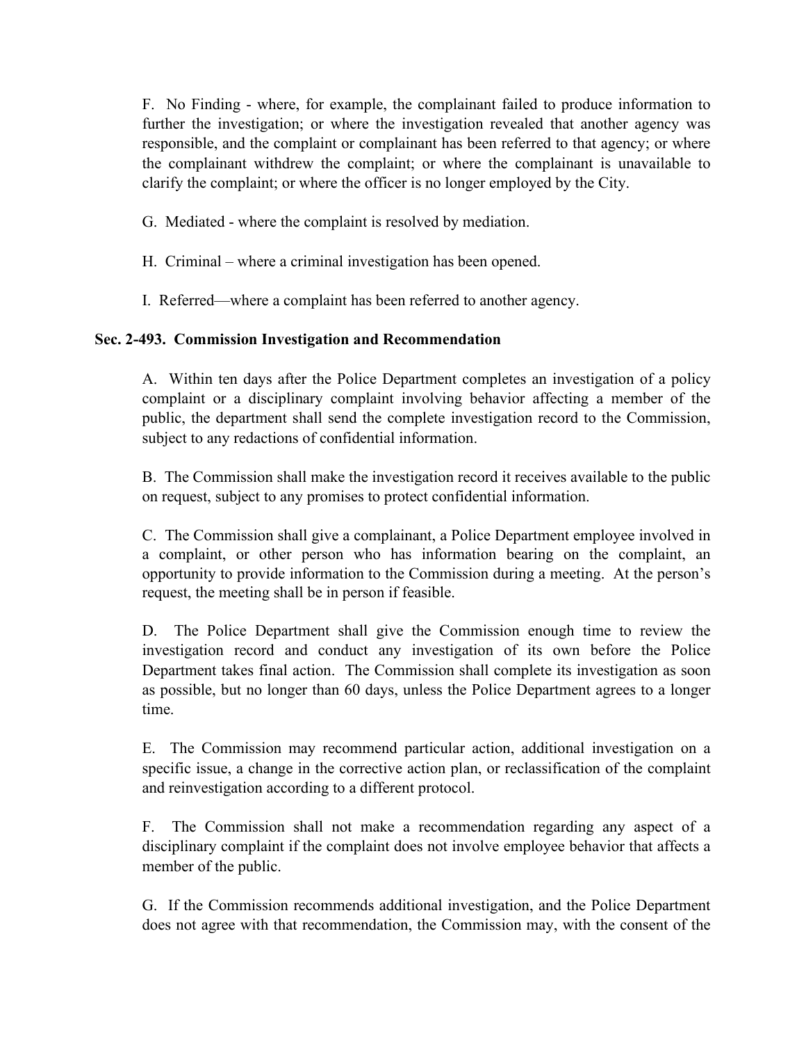F. No Finding - where, for example, the complainant failed to produce information to further the investigation; or where the investigation revealed that another agency was responsible, and the complaint or complainant has been referred to that agency; or where the complainant withdrew the complaint; or where the complainant is unavailable to clarify the complaint; or where the officer is no longer employed by the City.

G. Mediated - where the complaint is resolved by mediation.

H. Criminal – where a criminal investigation has been opened.

I. Referred—where a complaint has been referred to another agency.

### Sec. 2-493. Commission Investigation and Recommendation

A. Within ten days after the Police Department completes an investigation of a policy complaint or a disciplinary complaint involving behavior affecting a member of the public, the department shall send the complete investigation record to the Commission, subject to any redactions of confidential information.

B. The Commission shall make the investigation record it receives available to the public on request, subject to any promises to protect confidential information.

C. The Commission shall give a complainant, a Police Department employee involved in a complaint, or other person who has information bearing on the complaint, an opportunity to provide information to the Commission during a meeting. At the person's request, the meeting shall be in person if feasible.

D. The Police Department shall give the Commission enough time to review the investigation record and conduct any investigation of its own before the Police Department takes final action. The Commission shall complete its investigation as soon as possible, but no longer than 60 days, unless the Police Department agrees to a longer time.

E. The Commission may recommend particular action, additional investigation on a specific issue, a change in the corrective action plan, or reclassification of the complaint and reinvestigation according to a different protocol.

F. The Commission shall not make a recommendation regarding any aspect of a disciplinary complaint if the complaint does not involve employee behavior that affects a member of the public.

G. If the Commission recommends additional investigation, and the Police Department does not agree with that recommendation, the Commission may, with the consent of the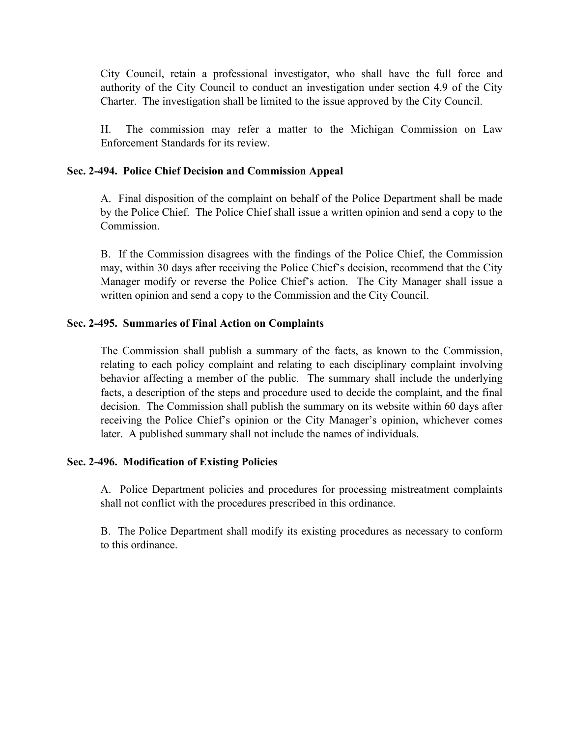City Council, retain a professional investigator, who shall have the full force and authority of the City Council to conduct an investigation under section 4.9 of the City Charter. The investigation shall be limited to the issue approved by the City Council.

H. The commission may refer a matter to the Michigan Commission on Law Enforcement Standards for its review.

**Sec. 2-494. Police Chief Decision and Commission Appeal**

A. Final disposition of the complaint on behalf of the Police Department shall be made by the Police Chief. The Police Chief shall issue a written opinion and send a copy to the Commission.

B. If the Commission disagrees with the findings of the Police Chief, the Commission may, within 30 days after receiving the Police Chief's decision, recommend that the City Manager modify or reverse the Police Chief's action. The City Manager shall issue a written opinion and send a copy to the Commission and the City Council.

**Sec. 2-495. Summaries of Final Action on Complaints**

The Commission shall publish a summary of the facts, as known to the Commission, relating to each policy complaint and relating to each disciplinary complaint involving behavior affecting a member of the public. The summary shall include the underlying facts, a description of the steps and procedure used to decide the complaint, and the final decision. The Commission shall publish the summary on its website within 60 days after receiving the Police Chief's opinion or the City Manager's opinion, whichever comes later. A published summary shall not include the names of individuals.

**Sec. 2-496. Modification of Existing Policies**

A. Police Department policies and procedures for processing mistreatment complaints shall not conflict with the procedures prescribed in this ordinance.

B. The Police Department shall modify its existing procedures as necessary to conform to this ordinance.